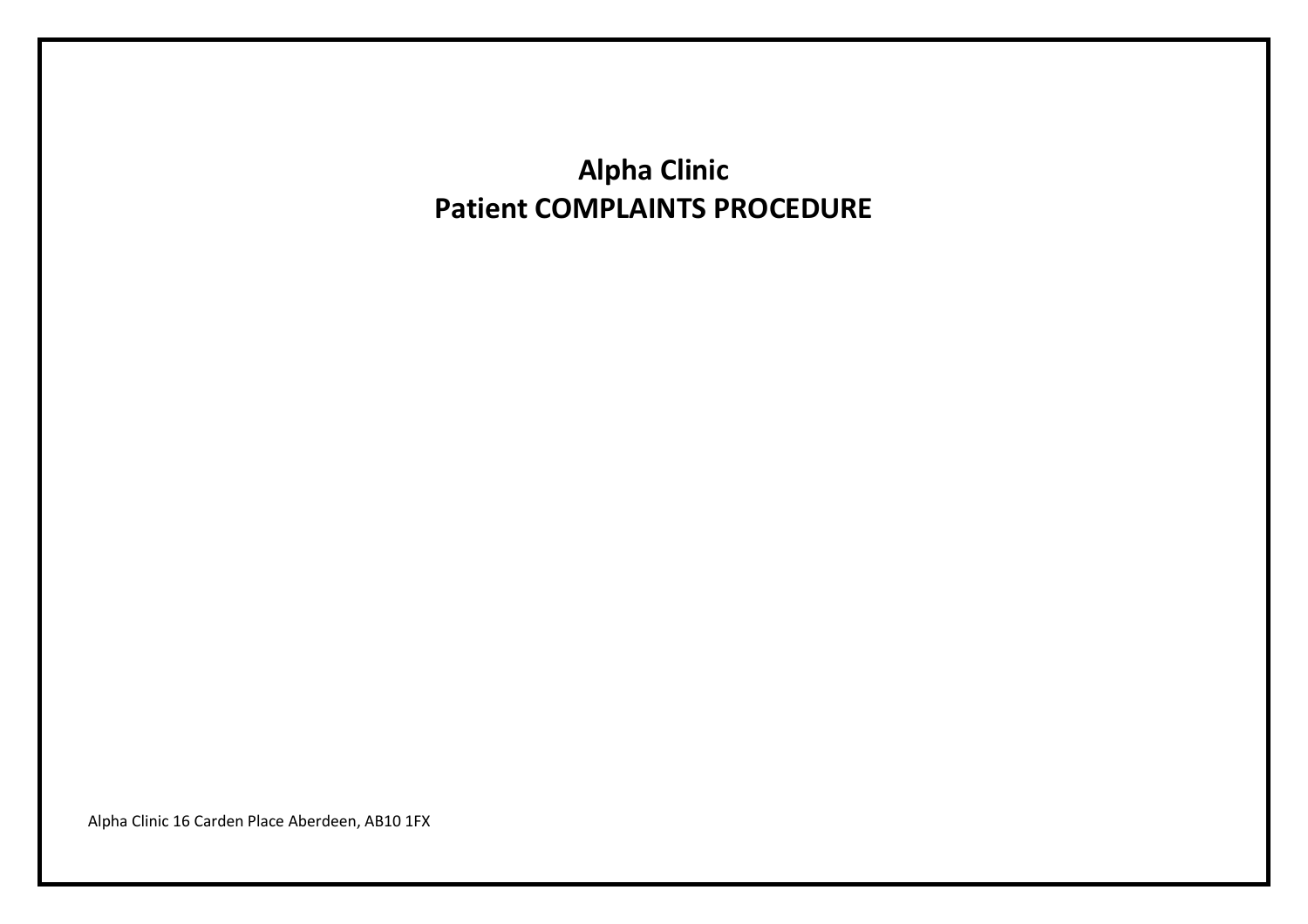# Alpha Clinic
# Patient COMPLAINTS PROCEDURE

Alpha Clinic 16 Carden Place Aberdeen, AB10 1FX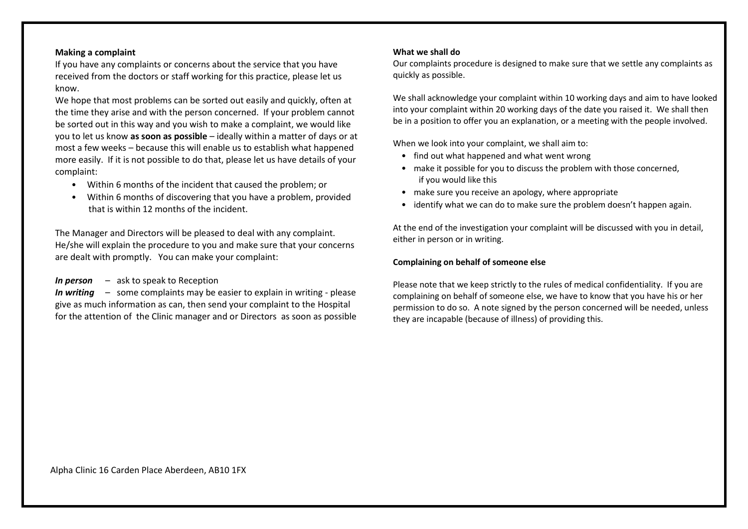**Making a complaint**

If you have any complaints or concerns about the service that you have received from the doctors or staff working for this practice, please let us know.

We hope that most problems can be sorted out easily and quickly, often at the time they arise and with the person concerned. If your problem cannot be sorted out in this way and you wish to make a complaint, we would like you to let us know **as soon as possible** – ideally within a matter of days or at most a few weeks – because this will enable us to establish what happened more easily. If it is not possible to do that, please let us have details of your complaint:

- Within 6 months of the incident that caused the problem; or
- Within 6 months of discovering that you have a problem, provided that is within 12 months of the incident.

The Manager and Directors will be pleased to deal with any complaint. He/she will explain the procedure to you and make sure that your concerns are dealt with promptly. You can make your complaint:

***In person*** – ask to speak to Reception

***In writing*** – some complaints may be easier to explain in writing - please give as much information as can, then send your complaint to the Hospital for the attention of the Clinic manager and or Directors as soon as possible

**What we shall do**

Our complaints procedure is designed to make sure that we settle any complaints as quickly as possible.

We shall acknowledge your complaint within 10 working days and aim to have looked into your complaint within 20 working days of the date you raised it. We shall then be in a position to offer you an explanation, or a meeting with the people involved.

When we look into your complaint, we shall aim to:

- find out what happened and what went wrong
- make it possible for you to discuss the problem with those concerned, if you would like this
- make sure you receive an apology, where appropriate
- identify what we can do to make sure the problem doesn't happen again.

At the end of the investigation your complaint will be discussed with you in detail, either in person or in writing.

**Complaining on behalf of someone else**

Please note that we keep strictly to the rules of medical confidentiality. If you are complaining on behalf of someone else, we have to know that you have his or her permission to do so. A note signed by the person concerned will be needed, unless they are incapable (because of illness) of providing this.

Alpha Clinic 16 Carden Place Aberdeen, AB10 1FX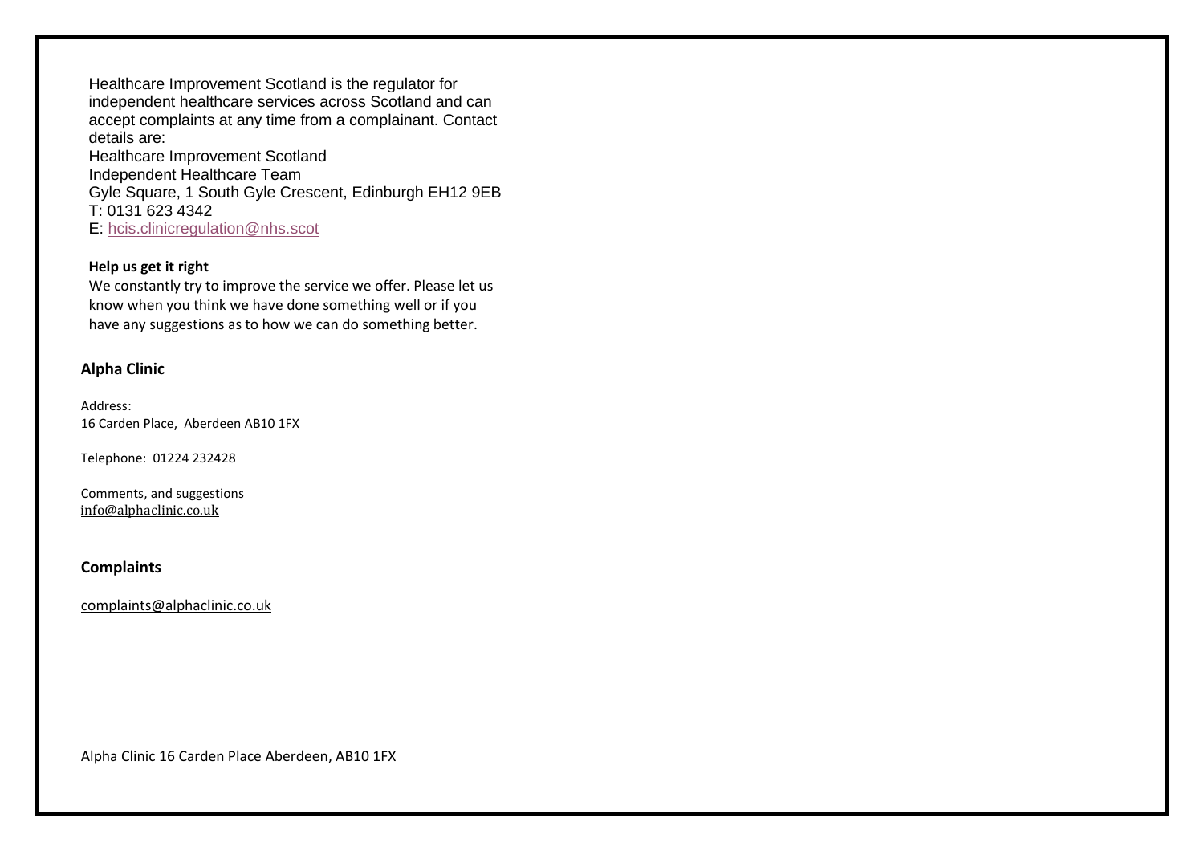Healthcare Improvement Scotland is the regulator for independent healthcare services across Scotland and can accept complaints at any time from a complainant. Contact details are:

Healthcare Improvement Scotland
Independent Healthcare Team
Gyle Square, 1 South Gyle Crescent, Edinburgh EH12 9EB
T: 0131 623 4342
E: hcis.clinicregulation@nhs.scot

**Help us get it right**

We constantly try to improve the service we offer. Please let us know when you think we have done something well or if you have any suggestions as to how we can do something better.

### Alpha Clinic

Address:
16 Carden Place, Aberdeen AB10 1FX

Telephone: 01224 232428

Comments, and suggestions
info@alphaclinic.co.uk

### Complaints

complaints@alphaclinic.co.uk

Alpha Clinic 16 Carden Place Aberdeen, AB10 1FX